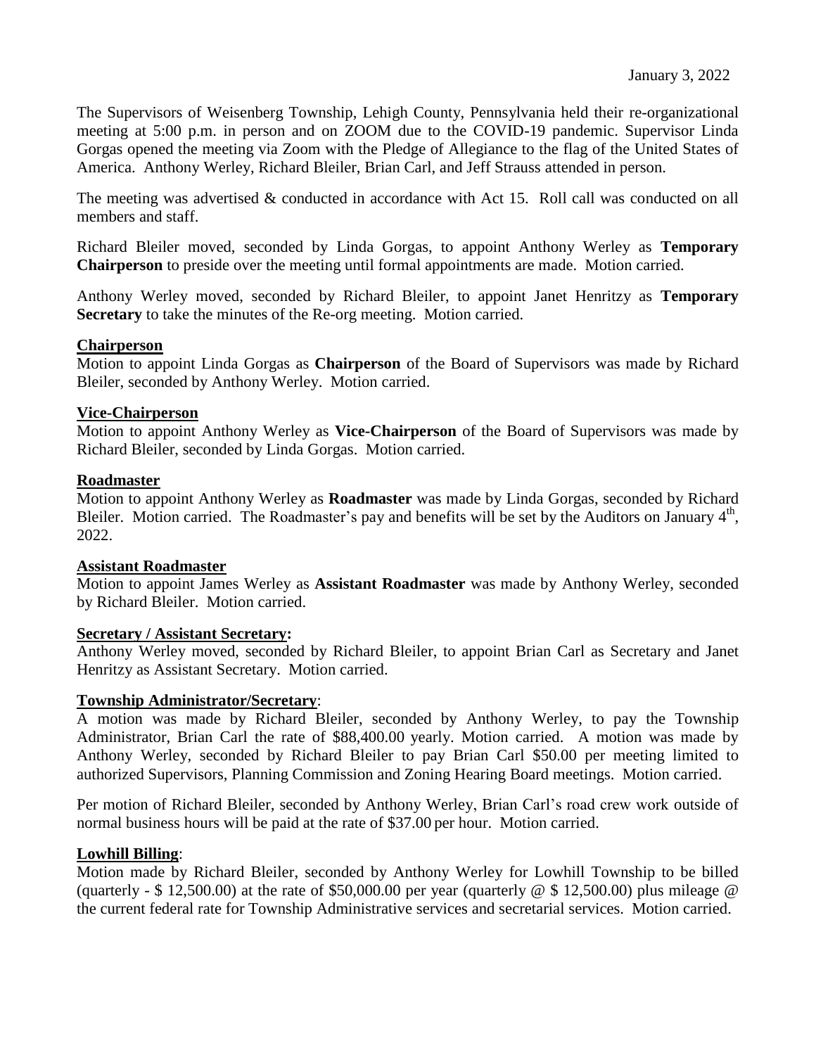January 3, 2022

The Supervisors of Weisenberg Township, Lehigh County, Pennsylvania held their re-organizational meeting at 5:00 p.m. in person and on ZOOM due to the COVID-19 pandemic. Supervisor Linda Gorgas opened the meeting via Zoom with the Pledge of Allegiance to the flag of the United States of America. Anthony Werley, Richard Bleiler, Brian Carl, and Jeff Strauss attended in person.

The meeting was advertised & conducted in accordance with Act 15. Roll call was conducted on all members and staff.

Richard Bleiler moved, seconded by Linda Gorgas, to appoint Anthony Werley as **Temporary Chairperson** to preside over the meeting until formal appointments are made. Motion carried.

Anthony Werley moved, seconded by Richard Bleiler, to appoint Janet Henritzy as **Temporary Secretary** to take the minutes of the Re-org meeting. Motion carried.

**Chairperson**

Motion to appoint Linda Gorgas as **Chairperson** of the Board of Supervisors was made by Richard Bleiler, seconded by Anthony Werley. Motion carried.

**Vice-Chairperson**

Motion to appoint Anthony Werley as **Vice-Chairperson** of the Board of Supervisors was made by Richard Bleiler, seconded by Linda Gorgas. Motion carried.

**Roadmaster**

Motion to appoint Anthony Werley as **Roadmaster** was made by Linda Gorgas, seconded by Richard Bleiler. Motion carried. The Roadmaster's pay and benefits will be set by the Auditors on January 4th, 2022.

**Assistant Roadmaster**

Motion to appoint James Werley as **Assistant Roadmaster** was made by Anthony Werley, seconded by Richard Bleiler. Motion carried.

**Secretary / Assistant Secretary:**

Anthony Werley moved, seconded by Richard Bleiler, to appoint Brian Carl as Secretary and Janet Henritzy as Assistant Secretary. Motion carried.

**Township Administrator/Secretary**:

A motion was made by Richard Bleiler, seconded by Anthony Werley, to pay the Township Administrator, Brian Carl the rate of $88,400.00 yearly. Motion carried. A motion was made by Anthony Werley, seconded by Richard Bleiler to pay Brian Carl $50.00 per meeting limited to authorized Supervisors, Planning Commission and Zoning Hearing Board meetings. Motion carried.

Per motion of Richard Bleiler, seconded by Anthony Werley, Brian Carl's road crew work outside of normal business hours will be paid at the rate of $37.00 per hour. Motion carried.

**Lowhill Billing**:

Motion made by Richard Bleiler, seconded by Anthony Werley for Lowhill Township to be billed (quarterly - $ 12,500.00) at the rate of $50,000.00 per year (quarterly @ $ 12,500.00) plus mileage @ the current federal rate for Township Administrative services and secretarial services. Motion carried.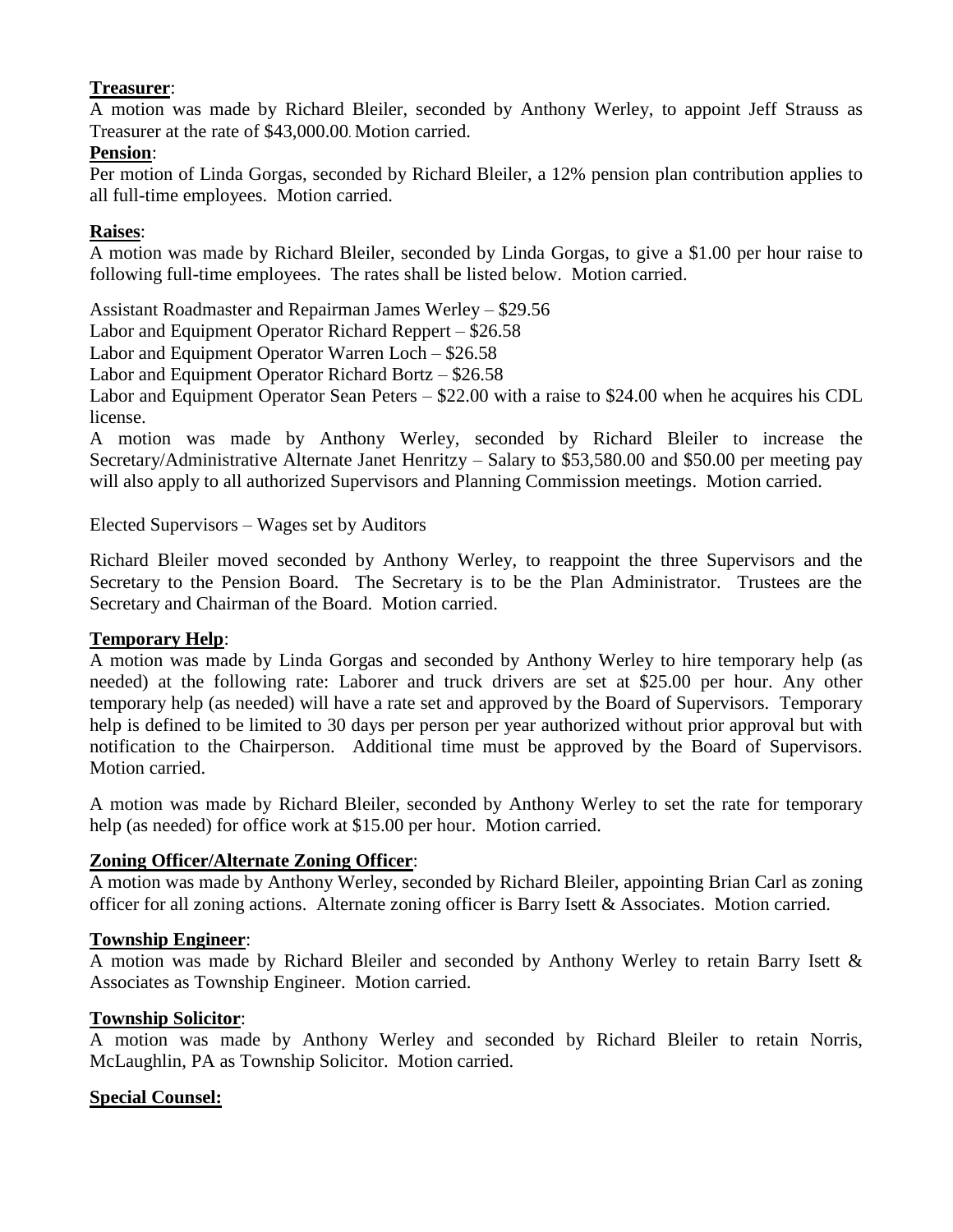**Treasurer**:

A motion was made by Richard Bleiler, seconded by Anthony Werley, to appoint Jeff Strauss as Treasurer at the rate of $43,000.00. Motion carried.

**Pension**:

Per motion of Linda Gorgas, seconded by Richard Bleiler, a 12% pension plan contribution applies to all full-time employees. Motion carried.

**Raises**:

A motion was made by Richard Bleiler, seconded by Linda Gorgas, to give a $1.00 per hour raise to following full-time employees. The rates shall be listed below. Motion carried.

Assistant Roadmaster and Repairman James Werley – $29.56
Labor and Equipment Operator Richard Reppert – $26.58
Labor and Equipment Operator Warren Loch – $26.58
Labor and Equipment Operator Richard Bortz – $26.58
Labor and Equipment Operator Sean Peters – $22.00 with a raise to $24.00 when he acquires his CDL license.

A motion was made by Anthony Werley, seconded by Richard Bleiler to increase the Secretary/Administrative Alternate Janet Henritzy – Salary to $53,580.00 and $50.00 per meeting pay will also apply to all authorized Supervisors and Planning Commission meetings. Motion carried.

Elected Supervisors – Wages set by Auditors

Richard Bleiler moved seconded by Anthony Werley, to reappoint the three Supervisors and the Secretary to the Pension Board. The Secretary is to be the Plan Administrator. Trustees are the Secretary and Chairman of the Board. Motion carried.

**Temporary Help**:

A motion was made by Linda Gorgas and seconded by Anthony Werley to hire temporary help (as needed) at the following rate: Laborer and truck drivers are set at $25.00 per hour. Any other temporary help (as needed) will have a rate set and approved by the Board of Supervisors. Temporary help is defined to be limited to 30 days per person per year authorized without prior approval but with notification to the Chairperson. Additional time must be approved by the Board of Supervisors. Motion carried.

A motion was made by Richard Bleiler, seconded by Anthony Werley to set the rate for temporary help (as needed) for office work at $15.00 per hour. Motion carried.

**Zoning Officer/Alternate Zoning Officer**:

A motion was made by Anthony Werley, seconded by Richard Bleiler, appointing Brian Carl as zoning officer for all zoning actions. Alternate zoning officer is Barry Isett & Associates. Motion carried.

**Township Engineer**:

A motion was made by Richard Bleiler and seconded by Anthony Werley to retain Barry Isett & Associates as Township Engineer. Motion carried.

**Township Solicitor**:

A motion was made by Anthony Werley and seconded by Richard Bleiler to retain Norris, McLaughlin, PA as Township Solicitor. Motion carried.

**Special Counsel:**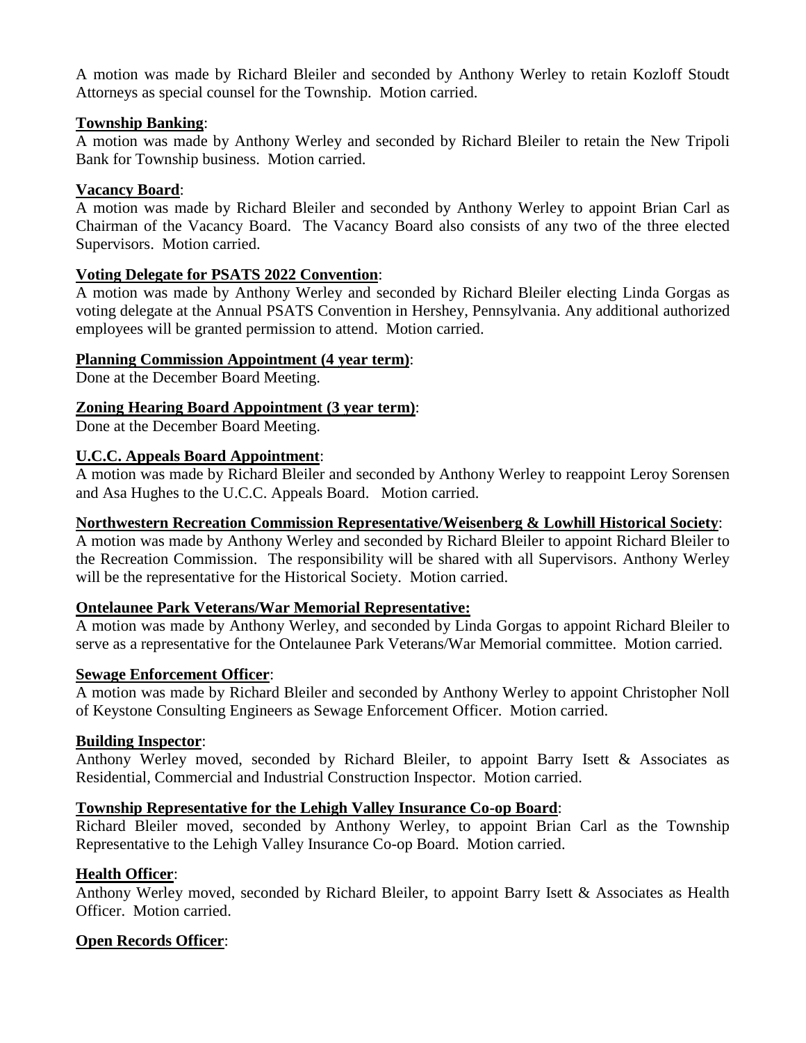A motion was made by Richard Bleiler and seconded by Anthony Werley to retain Kozloff Stoudt Attorneys as special counsel for the Township. Motion carried.

**Township Banking**:

A motion was made by Anthony Werley and seconded by Richard Bleiler to retain the New Tripoli Bank for Township business. Motion carried.

**Vacancy Board**:

A motion was made by Richard Bleiler and seconded by Anthony Werley to appoint Brian Carl as Chairman of the Vacancy Board. The Vacancy Board also consists of any two of the three elected Supervisors. Motion carried.

**Voting Delegate for PSATS 2022 Convention**:

A motion was made by Anthony Werley and seconded by Richard Bleiler electing Linda Gorgas as voting delegate at the Annual PSATS Convention in Hershey, Pennsylvania. Any additional authorized employees will be granted permission to attend. Motion carried.

**Planning Commission Appointment (4 year term)**:

Done at the December Board Meeting.

**Zoning Hearing Board Appointment (3 year term)**:

Done at the December Board Meeting.

**U.C.C. Appeals Board Appointment**:

A motion was made by Richard Bleiler and seconded by Anthony Werley to reappoint Leroy Sorensen and Asa Hughes to the U.C.C. Appeals Board. Motion carried.

**Northwestern Recreation Commission Representative/Weisenberg & Lowhill Historical Society**:

A motion was made by Anthony Werley and seconded by Richard Bleiler to appoint Richard Bleiler to the Recreation Commission. The responsibility will be shared with all Supervisors. Anthony Werley will be the representative for the Historical Society. Motion carried.

**Ontelaunee Park Veterans/War Memorial Representative:**

A motion was made by Anthony Werley, and seconded by Linda Gorgas to appoint Richard Bleiler to serve as a representative for the Ontelaunee Park Veterans/War Memorial committee. Motion carried.

**Sewage Enforcement Officer**:

A motion was made by Richard Bleiler and seconded by Anthony Werley to appoint Christopher Noll of Keystone Consulting Engineers as Sewage Enforcement Officer. Motion carried.

**Building Inspector**:

Anthony Werley moved, seconded by Richard Bleiler, to appoint Barry Isett & Associates as Residential, Commercial and Industrial Construction Inspector. Motion carried.

**Township Representative for the Lehigh Valley Insurance Co-op Board**:

Richard Bleiler moved, seconded by Anthony Werley, to appoint Brian Carl as the Township Representative to the Lehigh Valley Insurance Co-op Board. Motion carried.

**Health Officer**:

Anthony Werley moved, seconded by Richard Bleiler, to appoint Barry Isett & Associates as Health Officer. Motion carried.

**Open Records Officer**: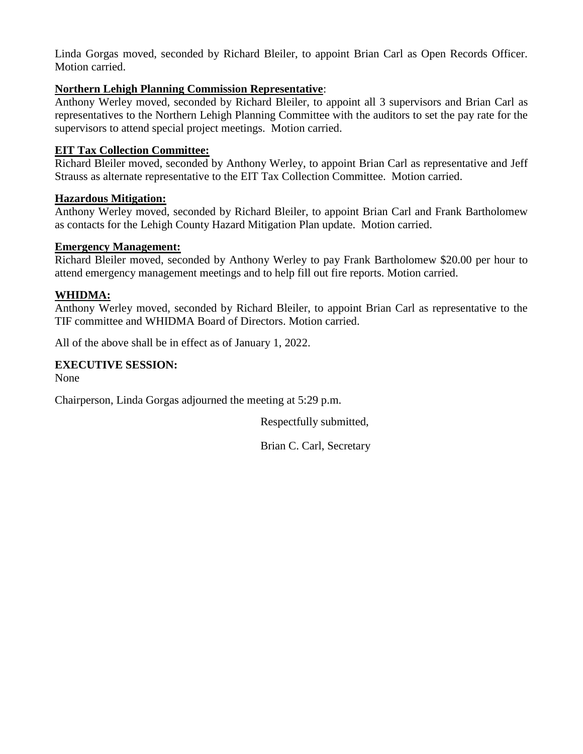Linda Gorgas moved, seconded by Richard Bleiler, to appoint Brian Carl as Open Records Officer. Motion carried.

**Northern Lehigh Planning Commission Representative**:
Anthony Werley moved, seconded by Richard Bleiler, to appoint all 3 supervisors and Brian Carl as representatives to the Northern Lehigh Planning Committee with the auditors to set the pay rate for the supervisors to attend special project meetings. Motion carried.

**EIT Tax Collection Committee:**
Richard Bleiler moved, seconded by Anthony Werley, to appoint Brian Carl as representative and Jeff Strauss as alternate representative to the EIT Tax Collection Committee. Motion carried.

**Hazardous Mitigation:**
Anthony Werley moved, seconded by Richard Bleiler, to appoint Brian Carl and Frank Bartholomew as contacts for the Lehigh County Hazard Mitigation Plan update. Motion carried.

**Emergency Management:**
Richard Bleiler moved, seconded by Anthony Werley to pay Frank Bartholomew $20.00 per hour to attend emergency management meetings and to help fill out fire reports. Motion carried.

**WHIDMA:**
Anthony Werley moved, seconded by Richard Bleiler, to appoint Brian Carl as representative to the TIF committee and WHIDMA Board of Directors. Motion carried.

All of the above shall be in effect as of January 1, 2022.

**EXECUTIVE SESSION:**
None

Chairperson, Linda Gorgas adjourned the meeting at 5:29 p.m.

Respectfully submitted,

Brian C. Carl, Secretary